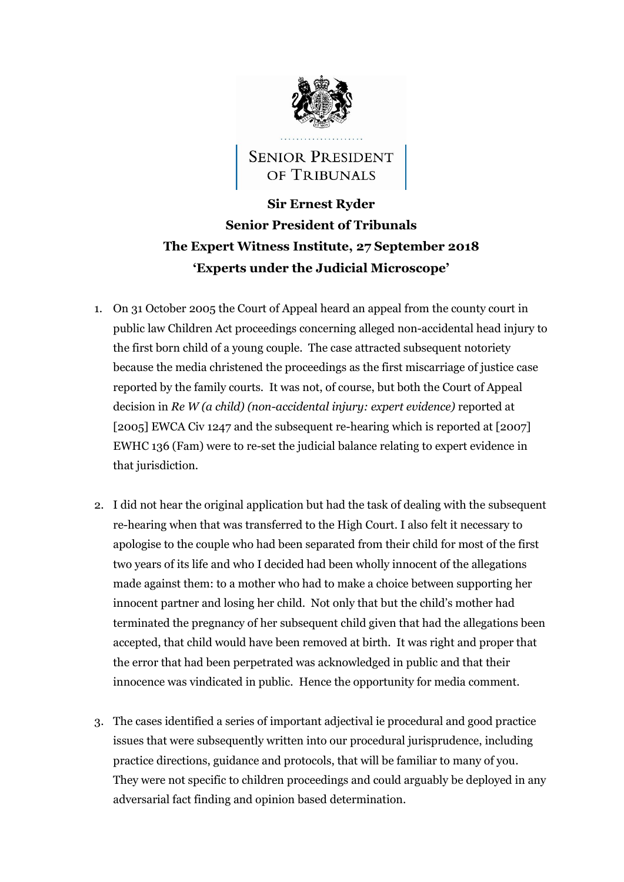SENIOR PRESIDENT OF TRIBUNALS

**Sir Ernest Ryder**
**Senior President of Tribunals**
**The Expert Witness Institute, 27 September 2018**
**'Experts under the Judicial Microscope'**

1. On 31 October 2005 the Court of Appeal heard an appeal from the county court in public law Children Act proceedings concerning alleged non-accidental head injury to the first born child of a young couple. The case attracted subsequent notoriety because the media christened the proceedings as the first miscarriage of justice case reported by the family courts. It was not, of course, but both the Court of Appeal decision in *Re W (a child) (non-accidental injury: expert evidence)* reported at [2005] EWCA Civ 1247 and the subsequent re-hearing which is reported at [2007] EWHC 136 (Fam) were to re-set the judicial balance relating to expert evidence in that jurisdiction.

2. I did not hear the original application but had the task of dealing with the subsequent re-hearing when that was transferred to the High Court. I also felt it necessary to apologise to the couple who had been separated from their child for most of the first two years of its life and who I decided had been wholly innocent of the allegations made against them: to a mother who had to make a choice between supporting her innocent partner and losing her child. Not only that but the child's mother had terminated the pregnancy of her subsequent child given that had the allegations been accepted, that child would have been removed at birth. It was right and proper that the error that had been perpetrated was acknowledged in public and that their innocence was vindicated in public. Hence the opportunity for media comment.

3. The cases identified a series of important adjectival ie procedural and good practice issues that were subsequently written into our procedural jurisprudence, including practice directions, guidance and protocols, that will be familiar to many of you. They were not specific to children proceedings and could arguably be deployed in any adversarial fact finding and opinion based determination.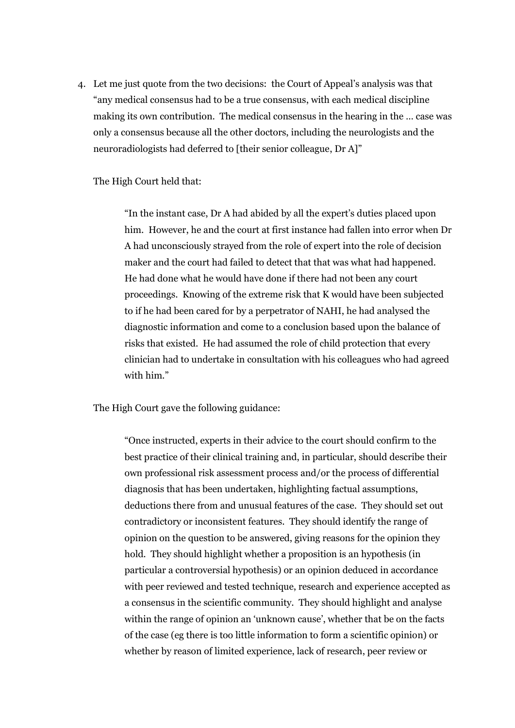4. Let me just quote from the two decisions: the Court of Appeal's analysis was that "any medical consensus had to be a true consensus, with each medical discipline making its own contribution. The medical consensus in the hearing in the ... case was only a consensus because all the other doctors, including the neurologists and the neuroradiologists had deferred to [their senior colleague, Dr A]"

   The High Court held that:

   > "In the instant case, Dr A had abided by all the expert's duties placed upon him. However, he and the court at first instance had fallen into error when Dr A had unconsciously strayed from the role of expert into the role of decision maker and the court had failed to detect that that was what had happened. He had done what he would have done if there had not been any court proceedings. Knowing of the extreme risk that K would have been subjected to if he had been cared for by a perpetrator of NAHI, he had analysed the diagnostic information and come to a conclusion based upon the balance of risks that existed. He had assumed the role of child protection that every clinician had to undertake in consultation with his colleagues who had agreed with him."

   The High Court gave the following guidance:

   > "Once instructed, experts in their advice to the court should confirm to the best practice of their clinical training and, in particular, should describe their own professional risk assessment process and/or the process of differential diagnosis that has been undertaken, highlighting factual assumptions, deductions there from and unusual features of the case. They should set out contradictory or inconsistent features. They should identify the range of opinion on the question to be answered, giving reasons for the opinion they hold. They should highlight whether a proposition is an hypothesis (in particular a controversial hypothesis) or an opinion deduced in accordance with peer reviewed and tested technique, research and experience accepted as a consensus in the scientific community. They should highlight and analyse within the range of opinion an 'unknown cause', whether that be on the facts of the case (eg there is too little information to form a scientific opinion) or whether by reason of limited experience, lack of research, peer review or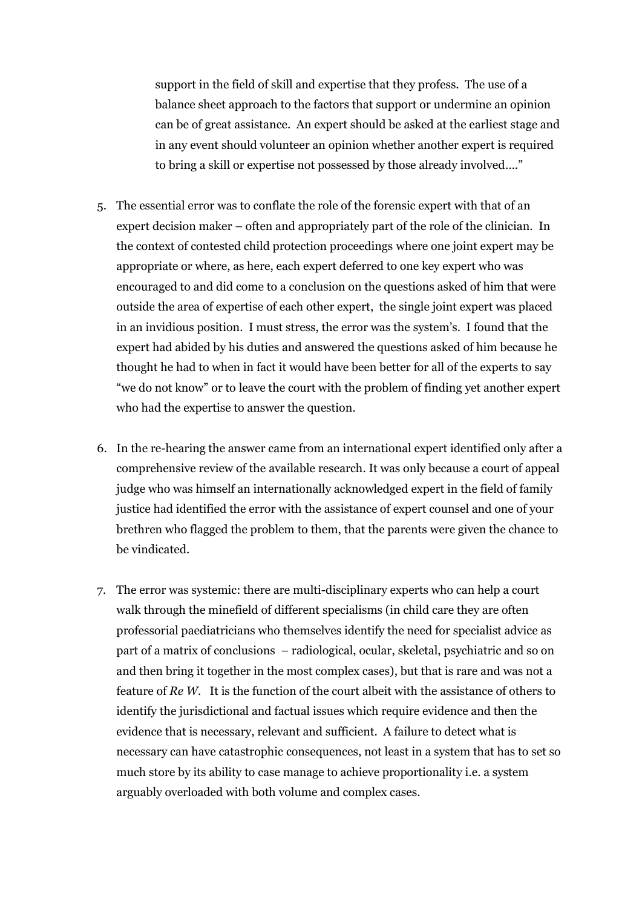support in the field of skill and expertise that they profess. The use of a balance sheet approach to the factors that support or undermine an opinion can be of great assistance. An expert should be asked at the earliest stage and in any event should volunteer an opinion whether another expert is required to bring a skill or expertise not possessed by those already involved…."

5. The essential error was to conflate the role of the forensic expert with that of an expert decision maker – often and appropriately part of the role of the clinician. In the context of contested child protection proceedings where one joint expert may be appropriate or where, as here, each expert deferred to one key expert who was encouraged to and did come to a conclusion on the questions asked of him that were outside the area of expertise of each other expert, the single joint expert was placed in an invidious position. I must stress, the error was the system's. I found that the expert had abided by his duties and answered the questions asked of him because he thought he had to when in fact it would have been better for all of the experts to say "we do not know" or to leave the court with the problem of finding yet another expert who had the expertise to answer the question.

6. In the re-hearing the answer came from an international expert identified only after a comprehensive review of the available research. It was only because a court of appeal judge who was himself an internationally acknowledged expert in the field of family justice had identified the error with the assistance of expert counsel and one of your brethren who flagged the problem to them, that the parents were given the chance to be vindicated.

7. The error was systemic: there are multi-disciplinary experts who can help a court walk through the minefield of different specialisms (in child care they are often professorial paediatricians who themselves identify the need for specialist advice as part of a matrix of conclusions – radiological, ocular, skeletal, psychiatric and so on and then bring it together in the most complex cases), but that is rare and was not a feature of *Re W*. It is the function of the court albeit with the assistance of others to identify the jurisdictional and factual issues which require evidence and then the evidence that is necessary, relevant and sufficient. A failure to detect what is necessary can have catastrophic consequences, not least in a system that has to set so much store by its ability to case manage to achieve proportionality i.e. a system arguably overloaded with both volume and complex cases.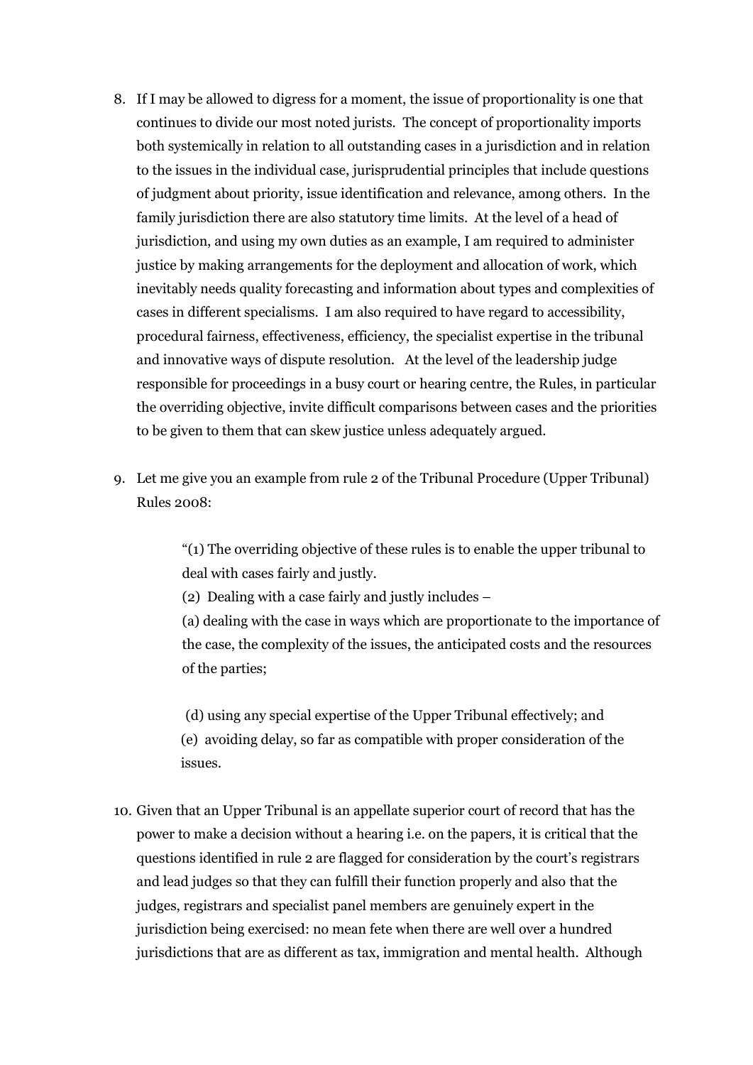8. If I may be allowed to digress for a moment, the issue of proportionality is one that continues to divide our most noted jurists. The concept of proportionality imports both systemically in relation to all outstanding cases in a jurisdiction and in relation to the issues in the individual case, jurisprudential principles that include questions of judgment about priority, issue identification and relevance, among others. In the family jurisdiction there are also statutory time limits. At the level of a head of jurisdiction, and using my own duties as an example, I am required to administer justice by making arrangements for the deployment and allocation of work, which inevitably needs quality forecasting and information about types and complexities of cases in different specialisms. I am also required to have regard to accessibility, procedural fairness, effectiveness, efficiency, the specialist expertise in the tribunal and innovative ways of dispute resolution. At the level of the leadership judge responsible for proceedings in a busy court or hearing centre, the Rules, in particular the overriding objective, invite difficult comparisons between cases and the priorities to be given to them that can skew justice unless adequately argued.

9. Let me give you an example from rule 2 of the Tribunal Procedure (Upper Tribunal) Rules 2008:

   > "(1) The overriding objective of these rules is to enable the upper tribunal to deal with cases fairly and justly.
   >
   > (2) Dealing with a case fairly and justly includes –
   >
   > (a) dealing with the case in ways which are proportionate to the importance of the case, the complexity of the issues, the anticipated costs and the resources of the parties;
   >
   > (d) using any special expertise of the Upper Tribunal effectively; and
   >
   > (e) avoiding delay, so far as compatible with proper consideration of the issues.

10. Given that an Upper Tribunal is an appellate superior court of record that has the power to make a decision without a hearing i.e. on the papers, it is critical that the questions identified in rule 2 are flagged for consideration by the court's registrars and lead judges so that they can fulfill their function properly and also that the judges, registrars and specialist panel members are genuinely expert in the jurisdiction being exercised: no mean fete when there are well over a hundred jurisdictions that are as different as tax, immigration and mental health. Although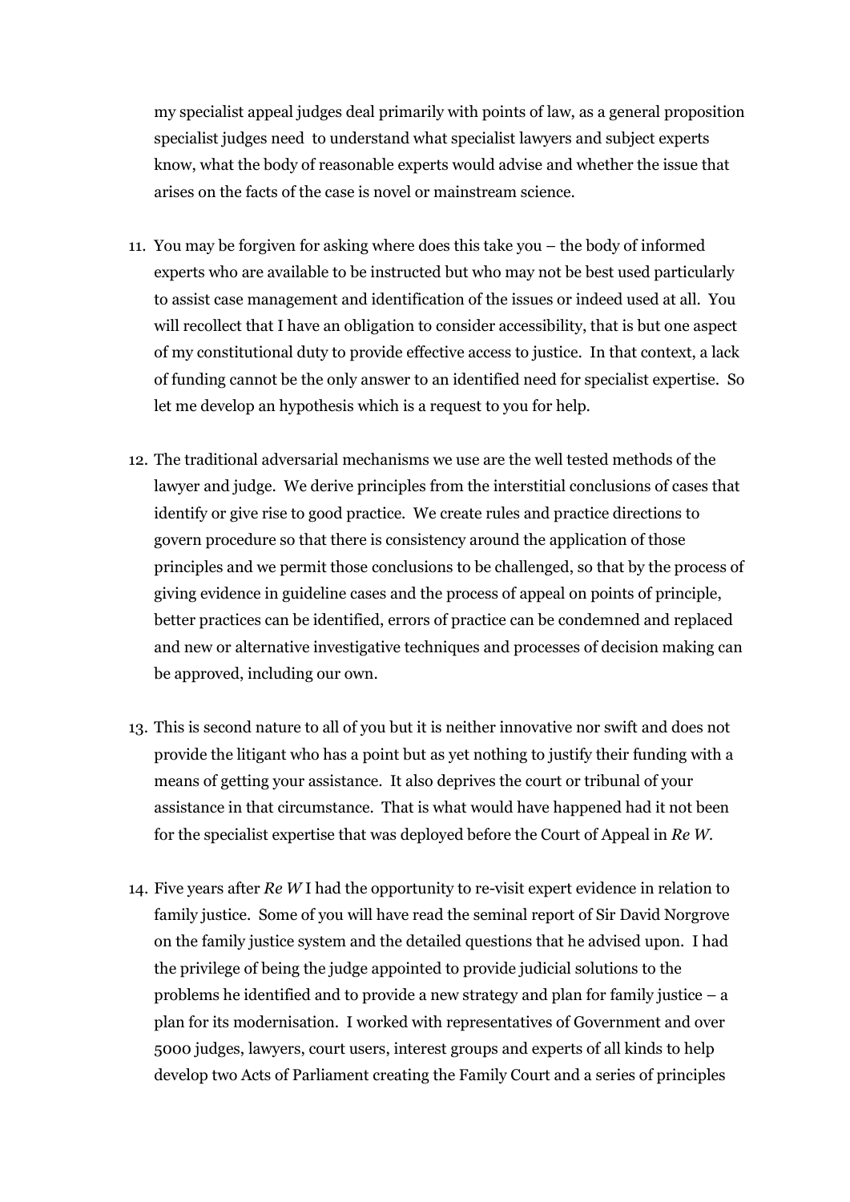my specialist appeal judges deal primarily with points of law, as a general proposition specialist judges need to understand what specialist lawyers and subject experts know, what the body of reasonable experts would advise and whether the issue that arises on the facts of the case is novel or mainstream science.

11. You may be forgiven for asking where does this take you – the body of informed experts who are available to be instructed but who may not be best used particularly to assist case management and identification of the issues or indeed used at all. You will recollect that I have an obligation to consider accessibility, that is but one aspect of my constitutional duty to provide effective access to justice. In that context, a lack of funding cannot be the only answer to an identified need for specialist expertise. So let me develop an hypothesis which is a request to you for help.

12. The traditional adversarial mechanisms we use are the well tested methods of the lawyer and judge. We derive principles from the interstitial conclusions of cases that identify or give rise to good practice. We create rules and practice directions to govern procedure so that there is consistency around the application of those principles and we permit those conclusions to be challenged, so that by the process of giving evidence in guideline cases and the process of appeal on points of principle, better practices can be identified, errors of practice can be condemned and replaced and new or alternative investigative techniques and processes of decision making can be approved, including our own.

13. This is second nature to all of you but it is neither innovative nor swift and does not provide the litigant who has a point but as yet nothing to justify their funding with a means of getting your assistance. It also deprives the court or tribunal of your assistance in that circumstance. That is what would have happened had it not been for the specialist expertise that was deployed before the Court of Appeal in *Re W*.

14. Five years after *Re W* I had the opportunity to re-visit expert evidence in relation to family justice. Some of you will have read the seminal report of Sir David Norgrove on the family justice system and the detailed questions that he advised upon. I had the privilege of being the judge appointed to provide judicial solutions to the problems he identified and to provide a new strategy and plan for family justice – a plan for its modernisation. I worked with representatives of Government and over 5000 judges, lawyers, court users, interest groups and experts of all kinds to help develop two Acts of Parliament creating the Family Court and a series of principles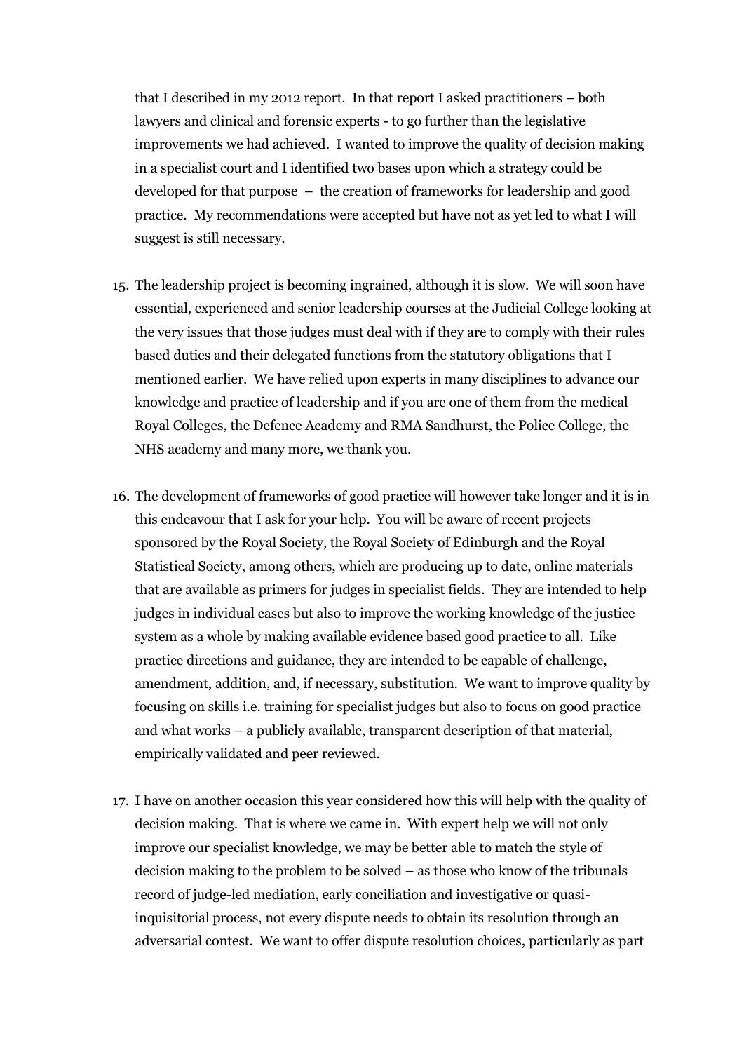that I described in my 2012 report. In that report I asked practitioners – both lawyers and clinical and forensic experts - to go further than the legislative improvements we had achieved. I wanted to improve the quality of decision making in a specialist court and I identified two bases upon which a strategy could be developed for that purpose – the creation of frameworks for leadership and good practice. My recommendations were accepted but have not as yet led to what I will suggest is still necessary.

15. The leadership project is becoming ingrained, although it is slow. We will soon have essential, experienced and senior leadership courses at the Judicial College looking at the very issues that those judges must deal with if they are to comply with their rules based duties and their delegated functions from the statutory obligations that I mentioned earlier. We have relied upon experts in many disciplines to advance our knowledge and practice of leadership and if you are one of them from the medical Royal Colleges, the Defence Academy and RMA Sandhurst, the Police College, the NHS academy and many more, we thank you.

16. The development of frameworks of good practice will however take longer and it is in this endeavour that I ask for your help. You will be aware of recent projects sponsored by the Royal Society, the Royal Society of Edinburgh and the Royal Statistical Society, among others, which are producing up to date, online materials that are available as primers for judges in specialist fields. They are intended to help judges in individual cases but also to improve the working knowledge of the justice system as a whole by making available evidence based good practice to all. Like practice directions and guidance, they are intended to be capable of challenge, amendment, addition, and, if necessary, substitution. We want to improve quality by focusing on skills i.e. training for specialist judges but also to focus on good practice and what works – a publicly available, transparent description of that material, empirically validated and peer reviewed.

17. I have on another occasion this year considered how this will help with the quality of decision making. That is where we came in. With expert help we will not only improve our specialist knowledge, we may be better able to match the style of decision making to the problem to be solved – as those who know of the tribunals record of judge-led mediation, early conciliation and investigative or quasi-inquisitorial process, not every dispute needs to obtain its resolution through an adversarial contest. We want to offer dispute resolution choices, particularly as part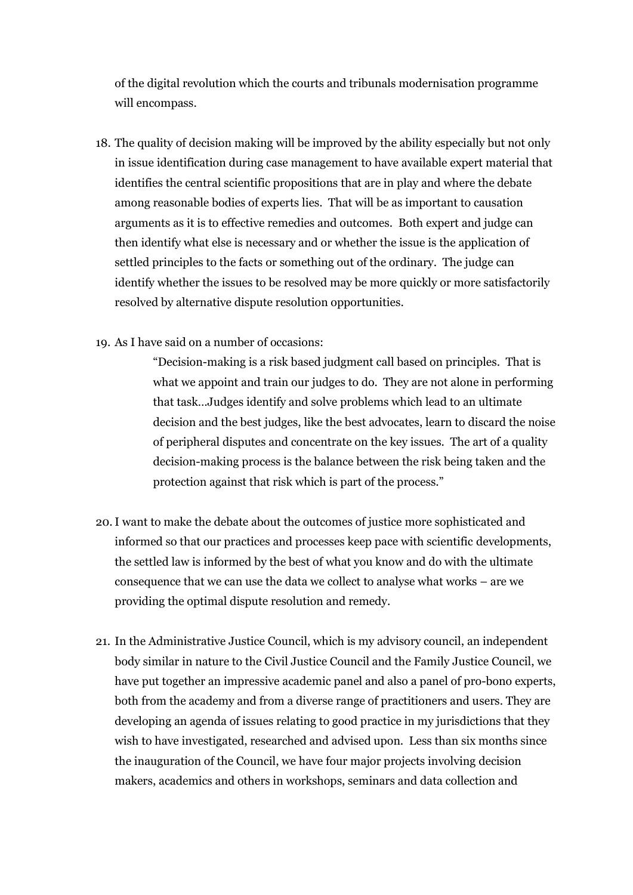of the digital revolution which the courts and tribunals modernisation programme will encompass.

18. The quality of decision making will be improved by the ability especially but not only in issue identification during case management to have available expert material that identifies the central scientific propositions that are in play and where the debate among reasonable bodies of experts lies. That will be as important to causation arguments as it is to effective remedies and outcomes. Both expert and judge can then identify what else is necessary and or whether the issue is the application of settled principles to the facts or something out of the ordinary. The judge can identify whether the issues to be resolved may be more quickly or more satisfactorily resolved by alternative dispute resolution opportunities.

19. As I have said on a number of occasions:

    > "Decision-making is a risk based judgment call based on principles. That is what we appoint and train our judges to do. They are not alone in performing that task…Judges identify and solve problems which lead to an ultimate decision and the best judges, like the best advocates, learn to discard the noise of peripheral disputes and concentrate on the key issues. The art of a quality decision-making process is the balance between the risk being taken and the protection against that risk which is part of the process."

20. I want to make the debate about the outcomes of justice more sophisticated and informed so that our practices and processes keep pace with scientific developments, the settled law is informed by the best of what you know and do with the ultimate consequence that we can use the data we collect to analyse what works – are we providing the optimal dispute resolution and remedy.

21. In the Administrative Justice Council, which is my advisory council, an independent body similar in nature to the Civil Justice Council and the Family Justice Council, we have put together an impressive academic panel and also a panel of pro-bono experts, both from the academy and from a diverse range of practitioners and users. They are developing an agenda of issues relating to good practice in my jurisdictions that they wish to have investigated, researched and advised upon. Less than six months since the inauguration of the Council, we have four major projects involving decision makers, academics and others in workshops, seminars and data collection and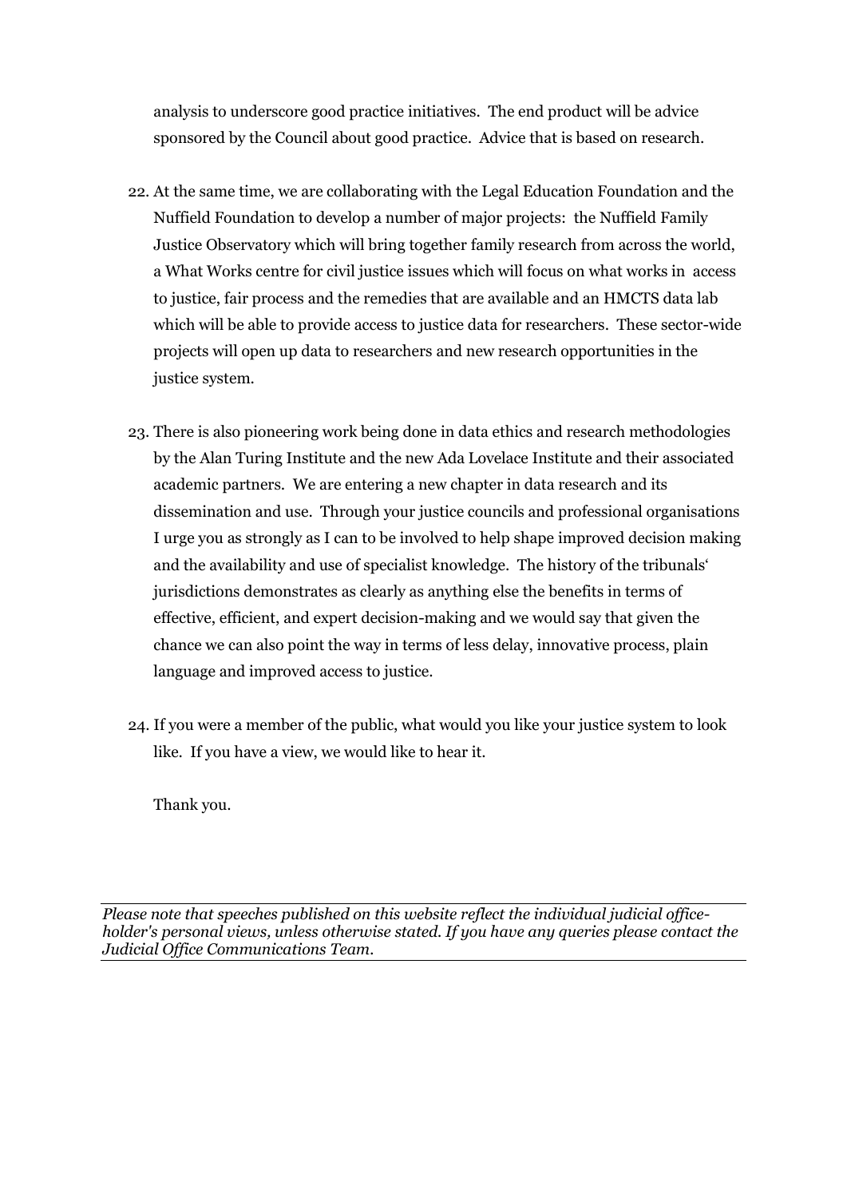analysis to underscore good practice initiatives. The end product will be advice sponsored by the Council about good practice. Advice that is based on research.

22. At the same time, we are collaborating with the Legal Education Foundation and the Nuffield Foundation to develop a number of major projects: the Nuffield Family Justice Observatory which will bring together family research from across the world, a What Works centre for civil justice issues which will focus on what works in access to justice, fair process and the remedies that are available and an HMCTS data lab which will be able to provide access to justice data for researchers. These sector-wide projects will open up data to researchers and new research opportunities in the justice system.

23. There is also pioneering work being done in data ethics and research methodologies by the Alan Turing Institute and the new Ada Lovelace Institute and their associated academic partners. We are entering a new chapter in data research and its dissemination and use. Through your justice councils and professional organisations I urge you as strongly as I can to be involved to help shape improved decision making and the availability and use of specialist knowledge. The history of the tribunals' jurisdictions demonstrates as clearly as anything else the benefits in terms of effective, efficient, and expert decision-making and we would say that given the chance we can also point the way in terms of less delay, innovative process, plain language and improved access to justice.

24. If you were a member of the public, what would you like your justice system to look like. If you have a view, we would like to hear it.

    Thank you.

*Please note that speeches published on this website reflect the individual judicial office-holder's personal views, unless otherwise stated. If you have any queries please contact the Judicial Office Communications Team.*